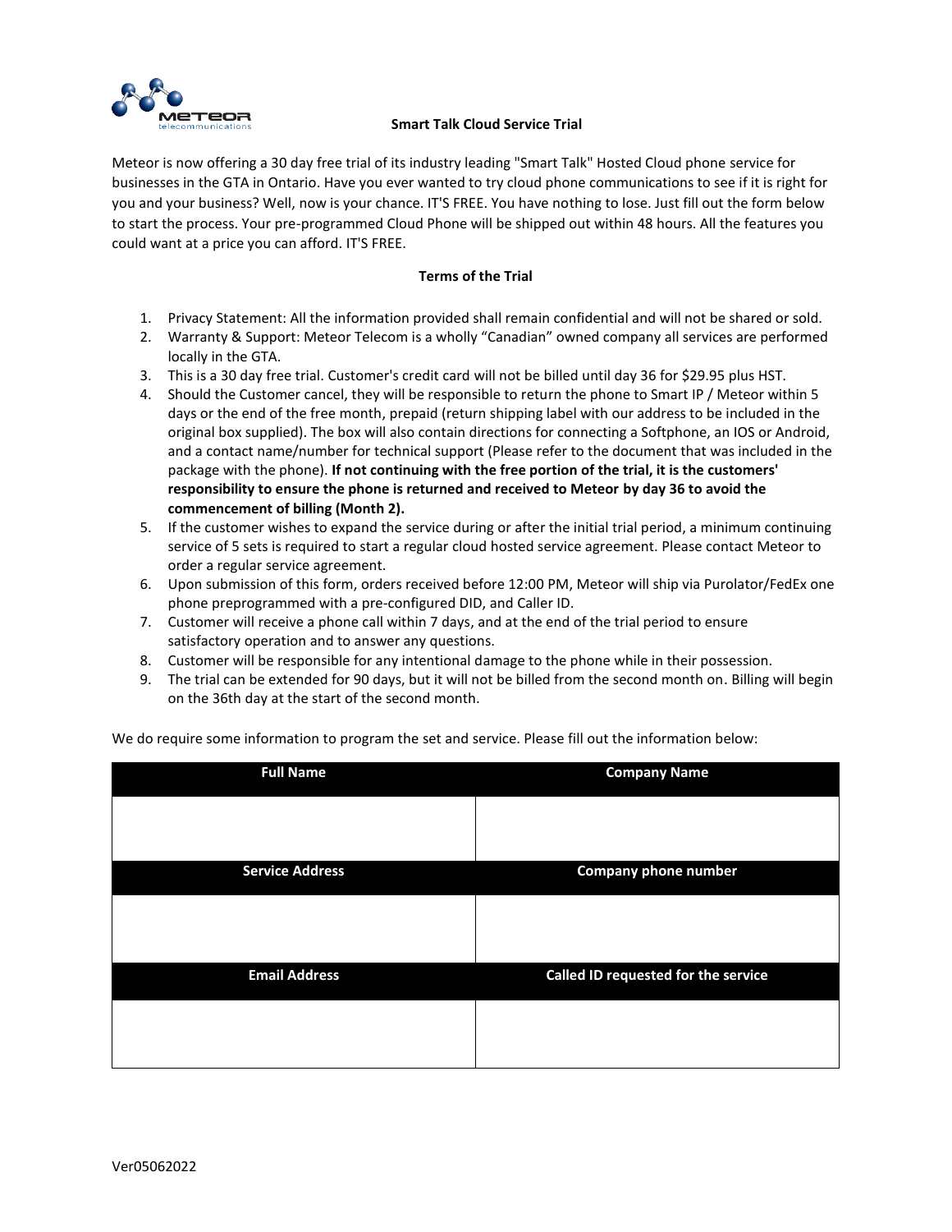## Smart Talk Cloud Service Trial

Meteor is now offering a 30 day free trial of its industry leading "Smart Talk" Hosted Cloud phone service for businesses in the GTA in Ontario. Have you ever wanted to try cloud phone communications to see if it is right for you and your business? Well, now is your chance. IT'S FREE. You have nothing to lose. Just fill out the form below to start the process. Your pre-programmed Cloud Phone will be shipped out within 48 hours. All the features you could want at a price you can afford. IT'S FREE.

### Terms of the Trial

1. Privacy Statement: All the information provided shall remain confidential and will not be shared or sold.
2. Warranty & Support: Meteor Telecom is a wholly "Canadian" owned company all services are performed locally in the GTA.
3. This is a 30 day free trial. Customer's credit card will not be billed until day 36 for $29.95 plus HST.
4. Should the Customer cancel, they will be responsible to return the phone to Smart IP / Meteor within 5 days or the end of the free month, prepaid (return shipping label with our address to be included in the original box supplied). The box will also contain directions for connecting a Softphone, an IOS or Android, and a contact name/number for technical support (Please refer to the document that was included in the package with the phone). **If not continuing with the free portion of the trial, it is the customers' responsibility to ensure the phone is returned and received to Meteor by day 36 to avoid the commencement of billing (Month 2).**
5. If the customer wishes to expand the service during or after the initial trial period, a minimum continuing service of 5 sets is required to start a regular cloud hosted service agreement. Please contact Meteor to order a regular service agreement.
6. Upon submission of this form, orders received before 12:00 PM, Meteor will ship via Purolator/FedEx one phone preprogrammed with a pre-configured DID, and Caller ID.
7. Customer will receive a phone call within 7 days, and at the end of the trial period to ensure satisfactory operation and to answer any questions.
8. Customer will be responsible for any intentional damage to the phone while in their possession.
9. The trial can be extended for 90 days, but it will not be billed from the second month on. Billing will begin on the 36th day at the start of the second month.

We do require some information to program the set and service. Please fill out the information below:

| Full Name | Company Name |
| --- | --- |
| | |
| **Service Address** | **Company phone number** |
| | |
| **Email Address** | **Called ID requested for the service** |
| | |

Ver05062022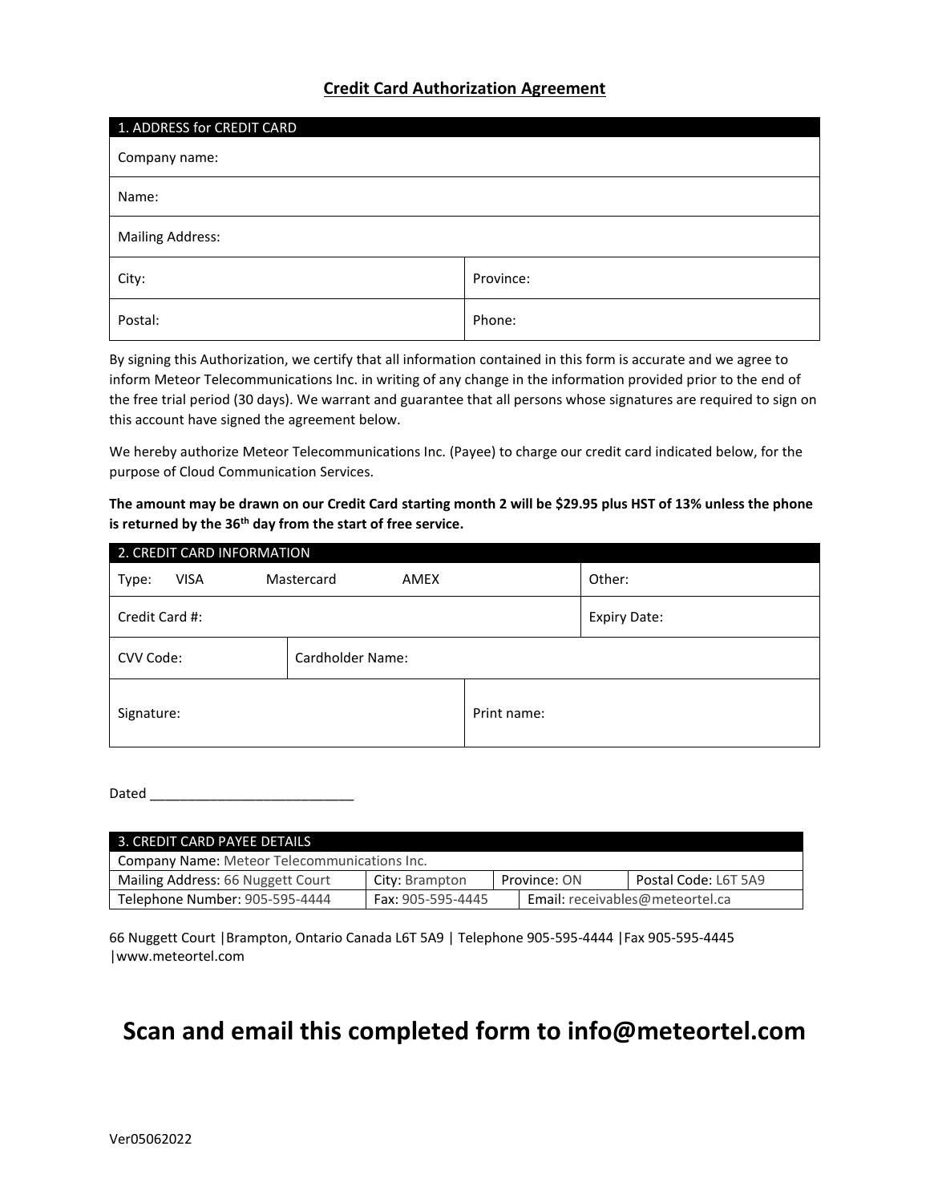# Credit Card Authorization Agreement

| 1. ADDRESS for CREDIT CARD | |
|---|---|
| Company name: | |
| Name: | |
| Mailing Address: | |
| City: | Province: |
| Postal: | Phone: |

By signing this Authorization, we certify that all information contained in this form is accurate and we agree to inform Meteor Telecommunications Inc. in writing of any change in the information provided prior to the end of the free trial period (30 days). We warrant and guarantee that all persons whose signatures are required to sign on this account have signed the agreement below.

We hereby authorize Meteor Telecommunications Inc. (Payee) to charge our credit card indicated below, for the purpose of Cloud Communication Services.

**The amount may be drawn on our Credit Card starting month 2 will be $29.95 plus HST of 13% unless the phone is returned by the 36th day from the start of free service.**

| 2. CREDIT CARD INFORMATION | | | |
|---|---|---|---|
| Type: VISA Mastercard AMEX | | | Other: |
| Credit Card #: | | | Expiry Date: |
| CVV Code: | Cardholder Name: | | |
| Signature: | | Print name: | |

Dated ___________________________

| 3. CREDIT CARD PAYEE DETAILS | | | |
|---|---|---|---|
| Company Name: Meteor Telecommunications Inc. | | | |
| Mailing Address: 66 Nuggett Court | City: Brampton | Province: ON | Postal Code: L6T 5A9 |
| Telephone Number: 905-595-4444 | Fax: 905-595-4445 | Email: receivables@meteortel.ca | |

66 Nuggett Court |Brampton, Ontario Canada L6T 5A9 | Telephone 905-595-4444 |Fax 905-595-4445 |www.meteortel.com

# Scan and email this completed form to info@meteortel.com

Ver05062022